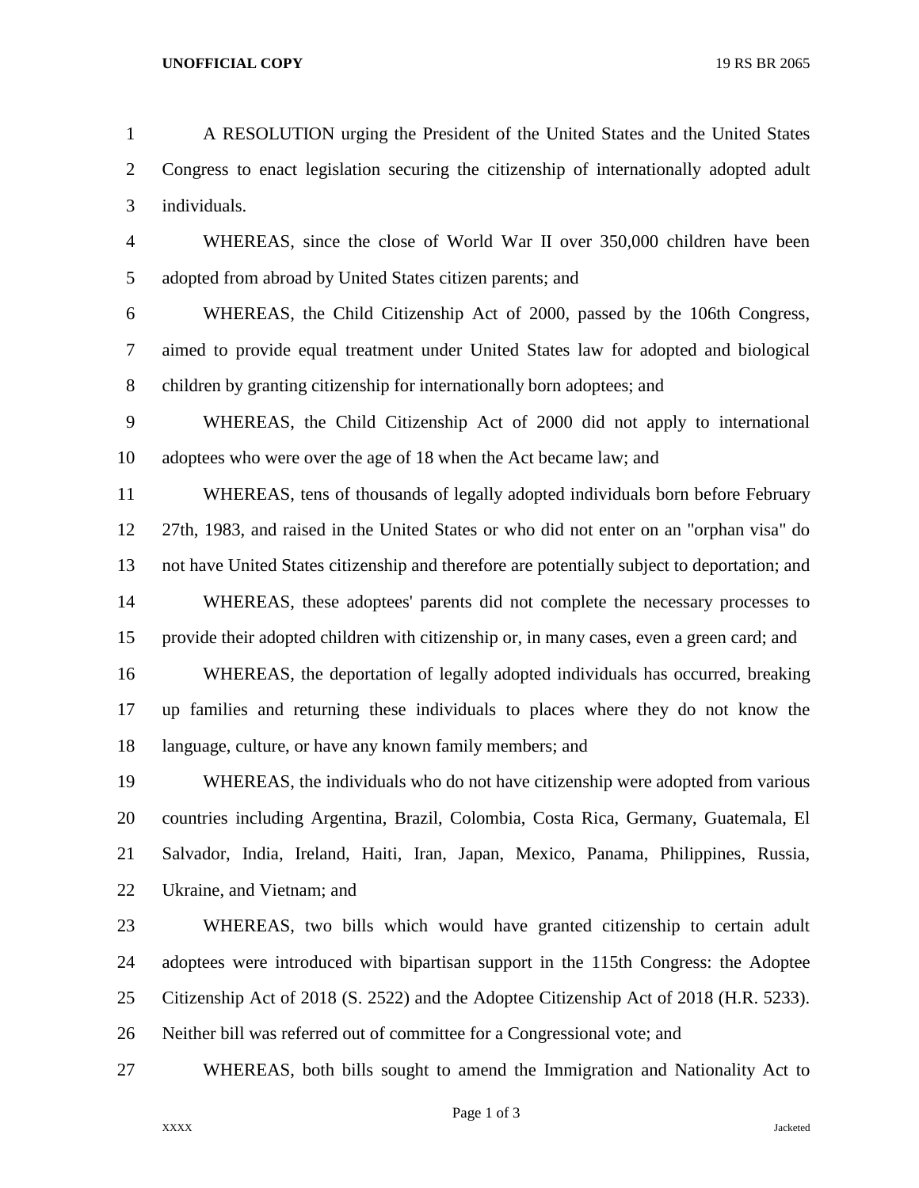A RESOLUTION urging the President of the United States and the United States Congress to enact legislation securing the citizenship of internationally adopted adult individuals.

WHEREAS, since the close of World War II over 350,000 children have been adopted from abroad by United States citizen parents; and

WHEREAS, the Child Citizenship Act of 2000, passed by the 106th Congress, aimed to provide equal treatment under United States law for adopted and biological children by granting citizenship for internationally born adoptees; and

WHEREAS, the Child Citizenship Act of 2000 did not apply to international adoptees who were over the age of 18 when the Act became law; and

WHEREAS, tens of thousands of legally adopted individuals born before February 27th, 1983, and raised in the United States or who did not enter on an "orphan visa" do not have United States citizenship and therefore are potentially subject to deportation; and

WHEREAS, these adoptees' parents did not complete the necessary processes to provide their adopted children with citizenship or, in many cases, even a green card; and

WHEREAS, the deportation of legally adopted individuals has occurred, breaking up families and returning these individuals to places where they do not know the language, culture, or have any known family members; and

WHEREAS, the individuals who do not have citizenship were adopted from various countries including Argentina, Brazil, Colombia, Costa Rica, Germany, Guatemala, El Salvador, India, Ireland, Haiti, Iran, Japan, Mexico, Panama, Philippines, Russia, Ukraine, and Vietnam; and

WHEREAS, two bills which would have granted citizenship to certain adult adoptees were introduced with bipartisan support in the 115th Congress: the Adoptee Citizenship Act of 2018 (S. 2522) and the Adoptee Citizenship Act of 2018 (H.R. 5233). Neither bill was referred out of committee for a Congressional vote; and

WHEREAS, both bills sought to amend the Immigration and Nationality Act to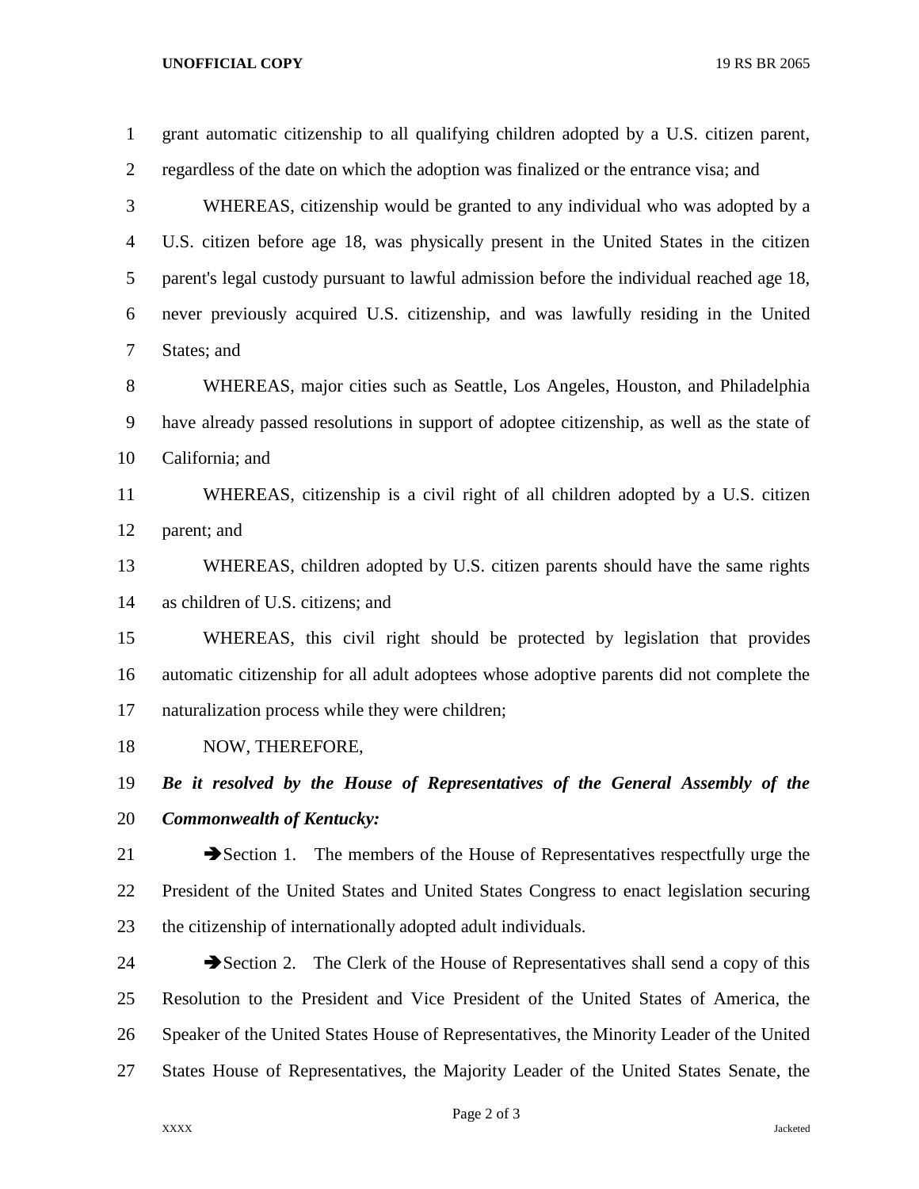grant automatic citizenship to all qualifying children adopted by a U.S. citizen parent, regardless of the date on which the adoption was finalized or the entrance visa; and

WHEREAS, citizenship would be granted to any individual who was adopted by a U.S. citizen before age 18, was physically present in the United States in the citizen parent's legal custody pursuant to lawful admission before the individual reached age 18, never previously acquired U.S. citizenship, and was lawfully residing in the United States; and

WHEREAS, major cities such as Seattle, Los Angeles, Houston, and Philadelphia have already passed resolutions in support of adoptee citizenship, as well as the state of California; and

WHEREAS, citizenship is a civil right of all children adopted by a U.S. citizen parent; and

WHEREAS, children adopted by U.S. citizen parents should have the same rights as children of U.S. citizens; and

WHEREAS, this civil right should be protected by legislation that provides automatic citizenship for all adult adoptees whose adoptive parents did not complete the naturalization process while they were children;

NOW, THEREFORE,

***Be it resolved by the House of Representatives of the General Assembly of the Commonwealth of Kentucky:***

➔Section 1. The members of the House of Representatives respectfully urge the President of the United States and United States Congress to enact legislation securing the citizenship of internationally adopted adult individuals.

➔Section 2. The Clerk of the House of Representatives shall send a copy of this Resolution to the President and Vice President of the United States of America, the Speaker of the United States House of Representatives, the Minority Leader of the United States House of Representatives, the Majority Leader of the United States Senate, the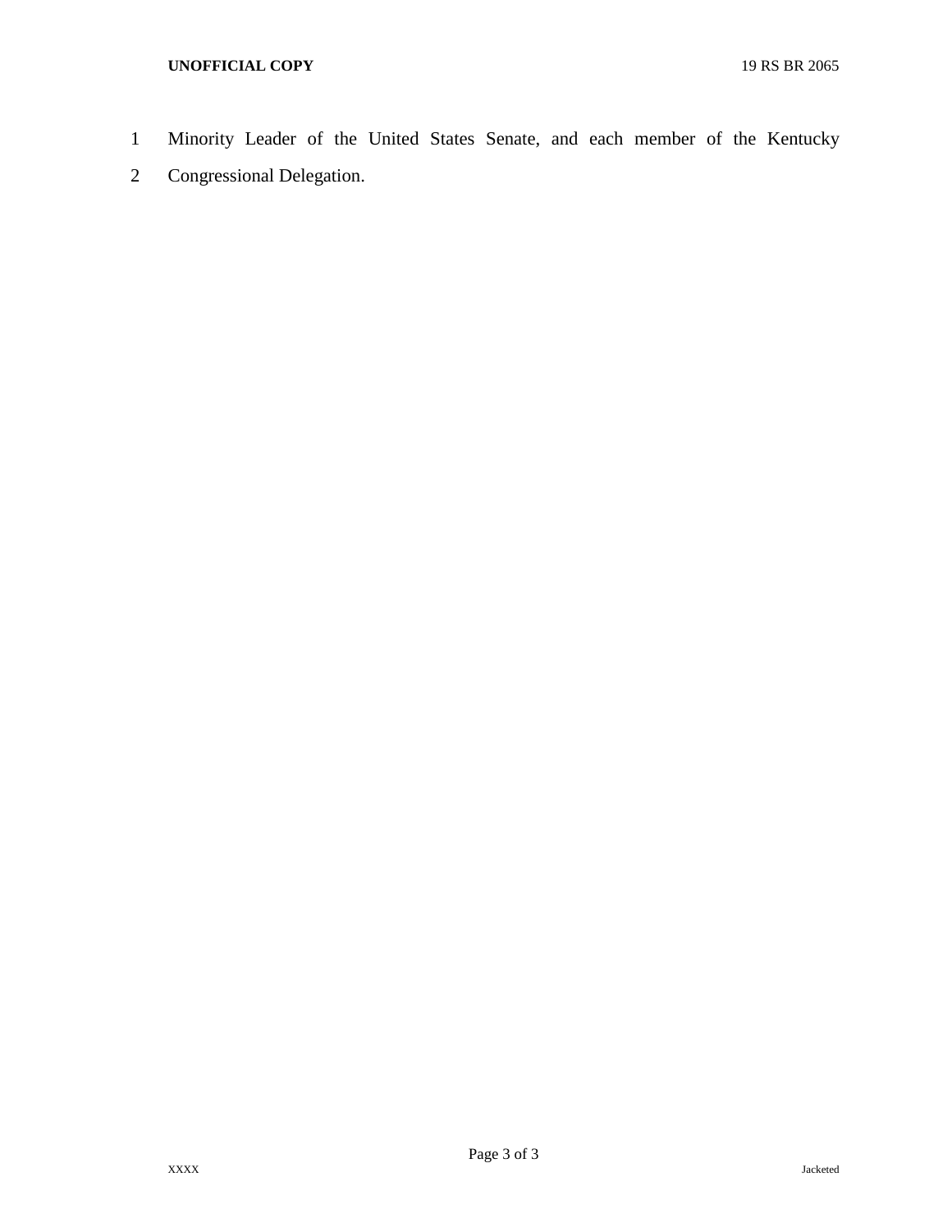Minority Leader of the United States Senate, and each member of the Kentucky Congressional Delegation.